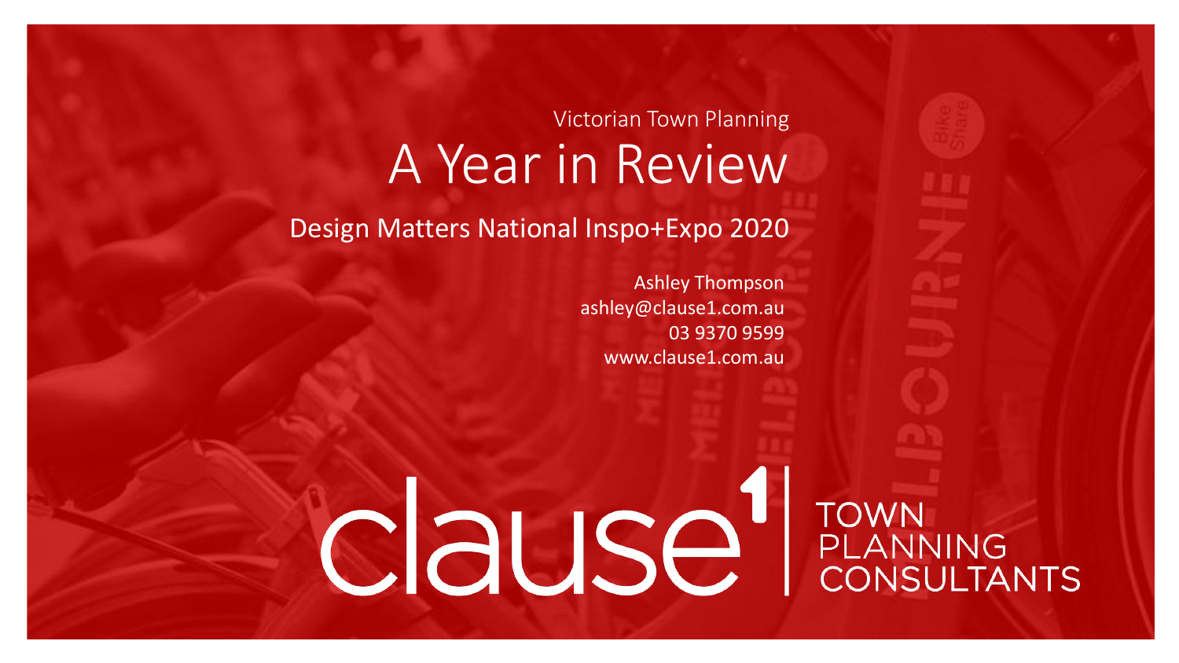Victorian Town Planning

# A Year in Review

## Design Matters National Inspo+Expo 2020

Ashley Thompson
ashley@clause1.com.au
03 9370 9599
www.clause1.com.au

clause1 | TOWN PLANNING CONSULTANTS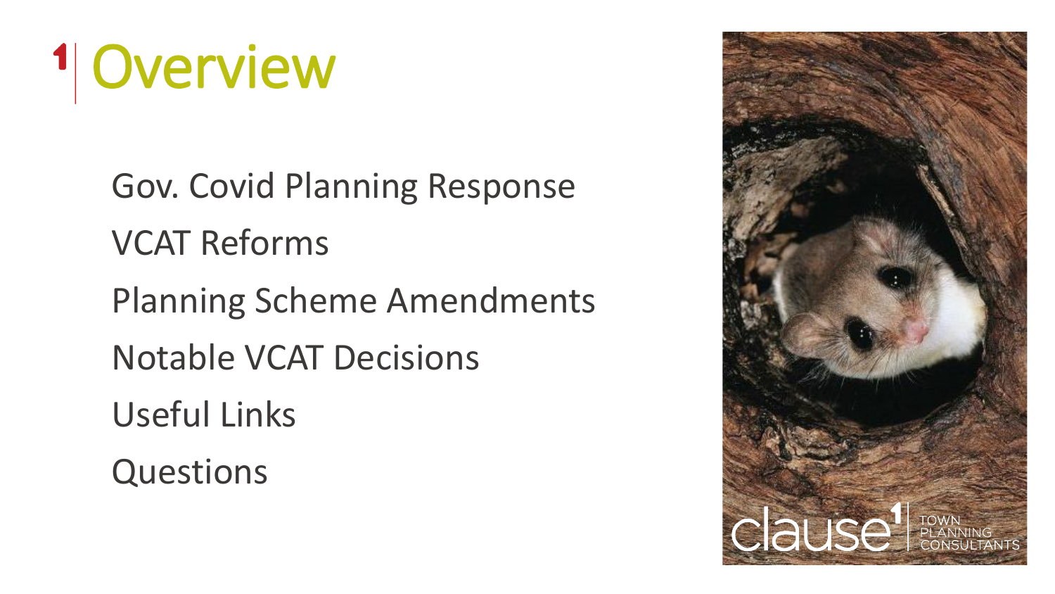# Overview

- Gov. Covid Planning Response
- VCAT Reforms
- Planning Scheme Amendments
- Notable VCAT Decisions
- Useful Links
- Questions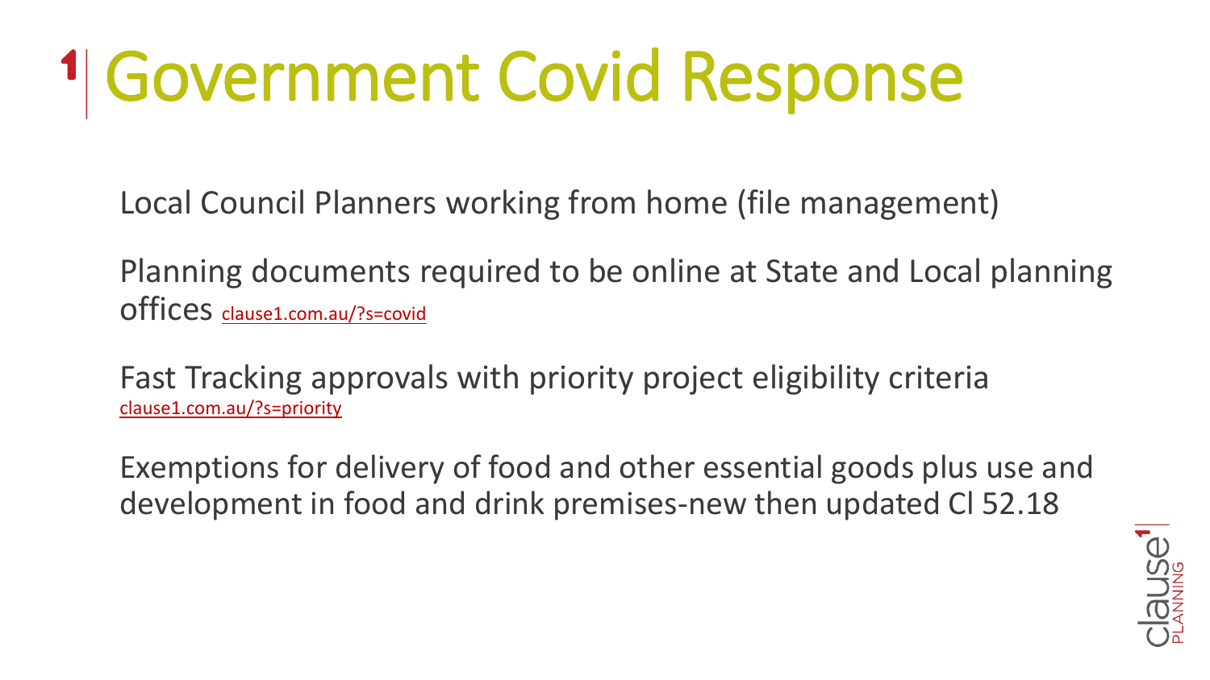# Government Covid Response

Local Council Planners working from home (file management)

Planning documents required to be online at State and Local planning offices clause1.com.au/?s=covid

Fast Tracking approvals with priority project eligibility criteria clause1.com.au/?s=priority

Exemptions for delivery of food and other essential goods plus use and development in food and drink premises-new then updated Cl 52.18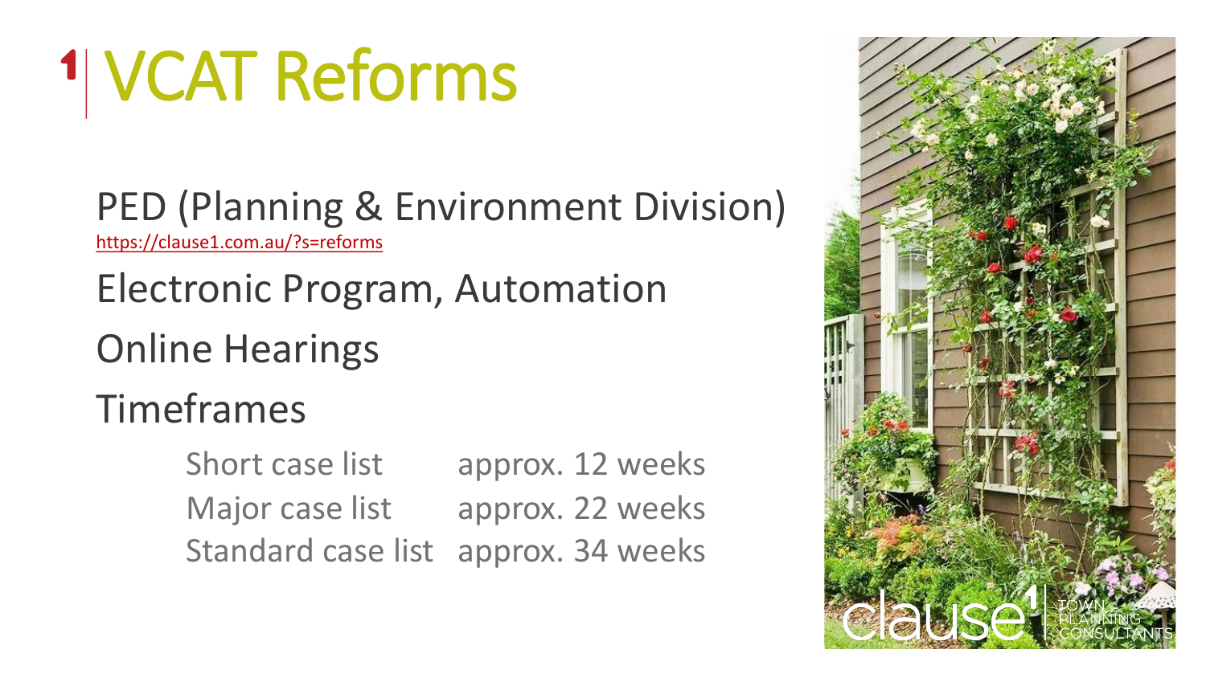# VCAT Reforms

PED (Planning & Environment Division)
https://clause1.com.au/?s=reforms

Electronic Program, Automation

Online Hearings

Timeframes

| | |
|---|---|
| Short case list | approx. 12 weeks |
| Major case list | approx. 22 weeks |
| Standard case list | approx. 34 weeks |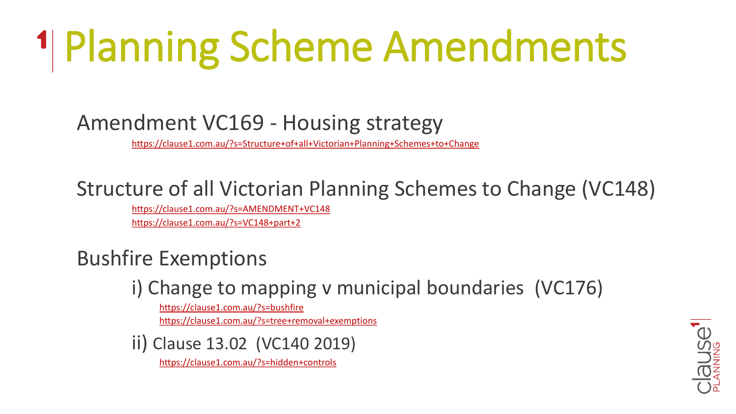# Planning Scheme Amendments

## Amendment VC169 - Housing strategy

https://clause1.com.au/?s=Structure+of+all+Victorian+Planning+Schemes+to+Change

## Structure of all Victorian Planning Schemes to Change (VC148)

https://clause1.com.au/?s=AMENDMENT+VC148

https://clause1.com.au/?s=VC148+part+2

## Bushfire Exemptions

### i) Change to mapping v municipal boundaries (VC176)

https://clause1.com.au/?s=bushfire

https://clause1.com.au/?s=tree+removal+exemptions

### ii) Clause 13.02 (VC140 2019)

https://clause1.com.au/?s=hidden+controls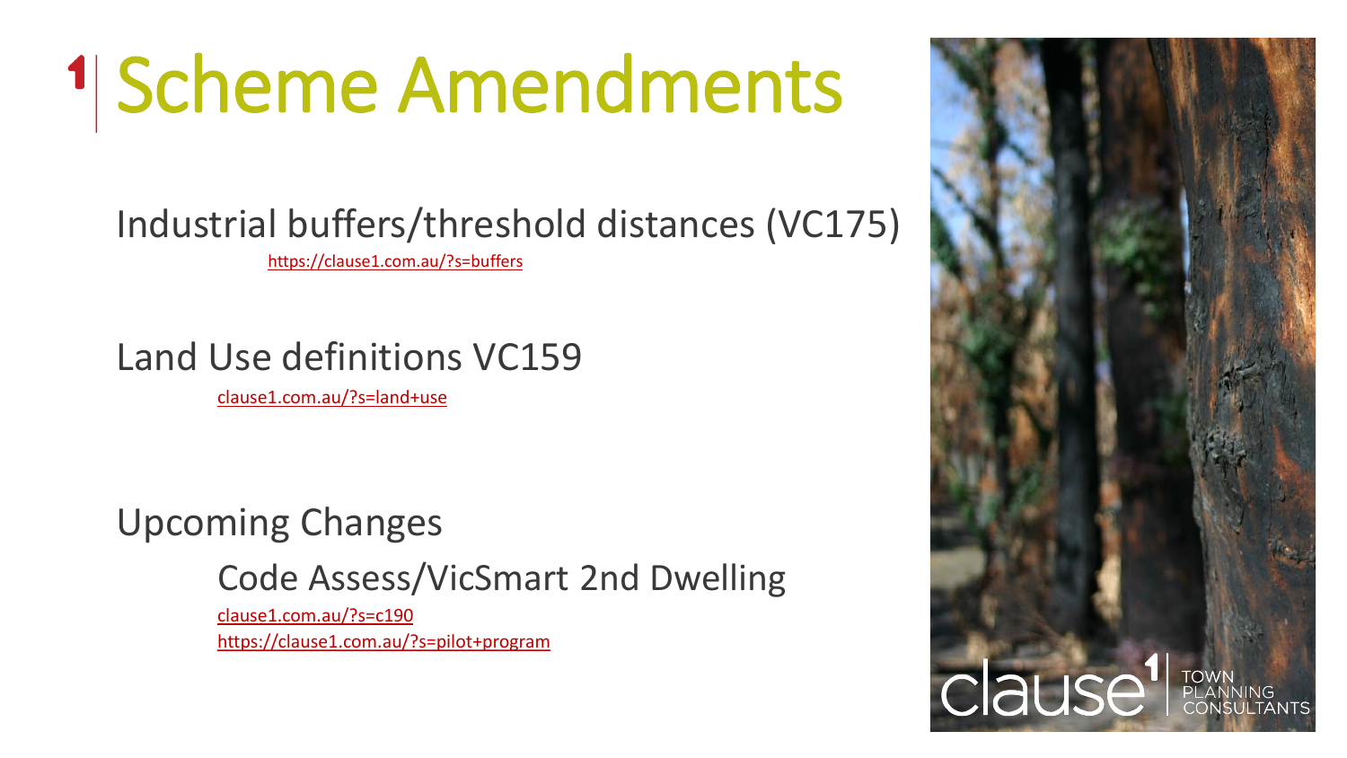# Scheme Amendments

Industrial buffers/threshold distances (VC175)

https://clause1.com.au/?s=buffers

Land Use definitions VC159

clause1.com.au/?s=land+use

Upcoming Changes

Code Assess/VicSmart 2nd Dwelling

clause1.com.au/?s=c190

https://clause1.com.au/?s=pilot+program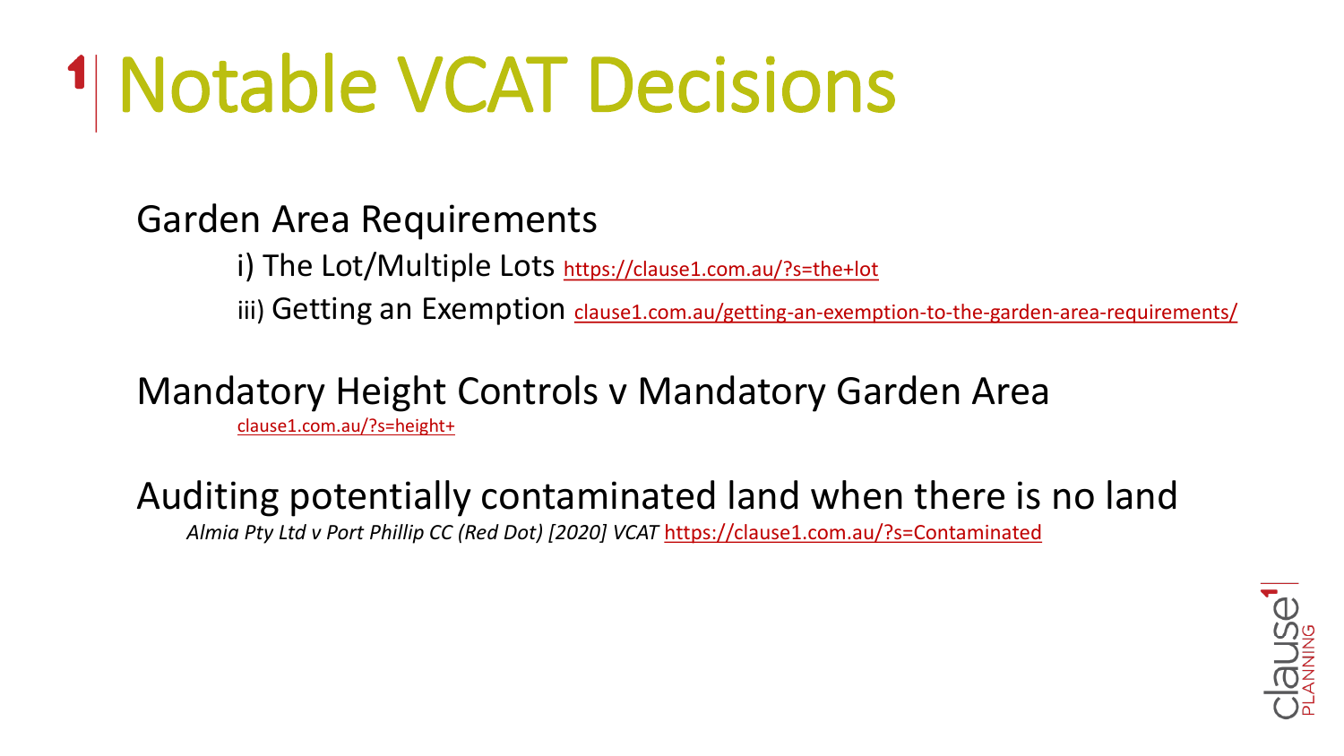# Notable VCAT Decisions

## Garden Area Requirements

i) The Lot/Multiple Lots https://clause1.com.au/?s=the+lot

iii) Getting an Exemption clause1.com.au/getting-an-exemption-to-the-garden-area-requirements/

## Mandatory Height Controls v Mandatory Garden Area

clause1.com.au/?s=height+

## Auditing potentially contaminated land when there is no land

*Almia Pty Ltd v Port Phillip CC (Red Dot) [2020] VCAT* https://clause1.com.au/?s=Contaminated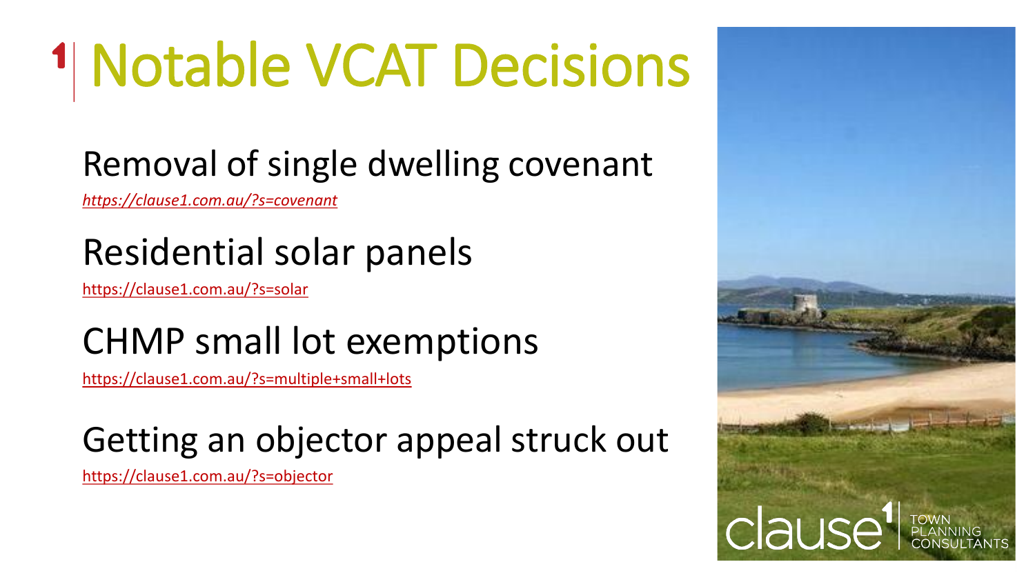# Notable VCAT Decisions

## Removal of single dwelling covenant

*https://clause1.com.au/?s=covenant*

## Residential solar panels

https://clause1.com.au/?s=solar

## CHMP small lot exemptions

https://clause1.com.au/?s=multiple+small+lots

## Getting an objector appeal struck out

https://clause1.com.au/?s=objector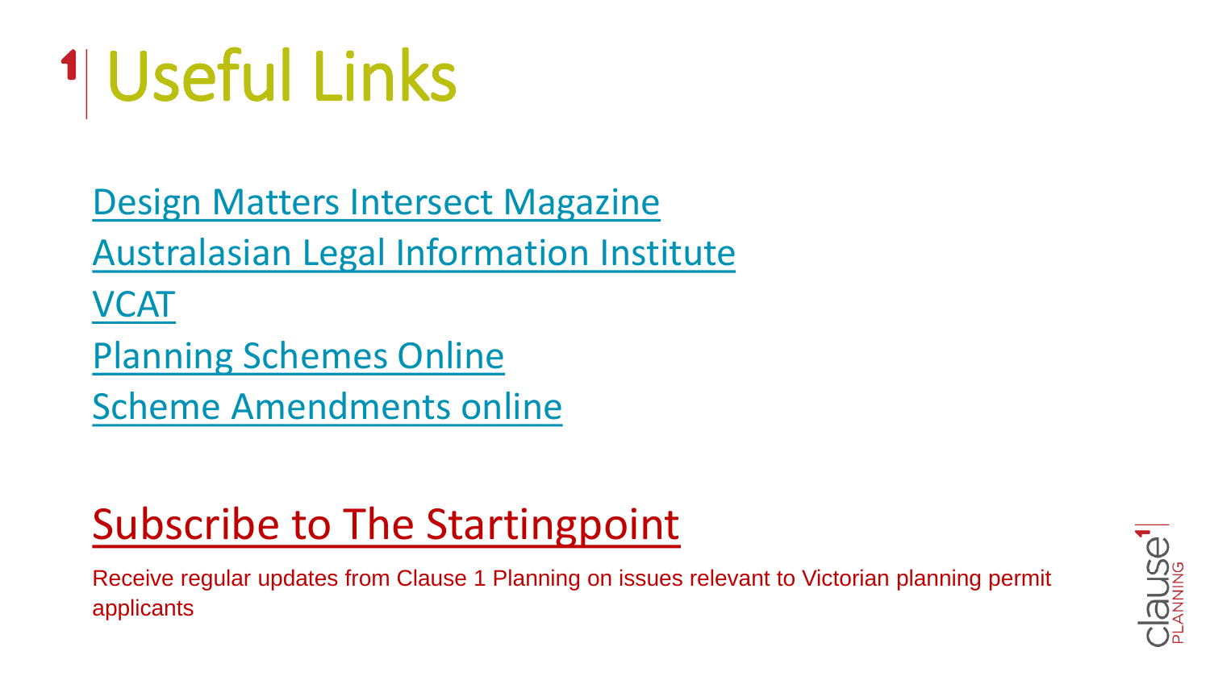# Useful Links

Design Matters Intersect Magazine

Australasian Legal Information Institute

VCAT

Planning Schemes Online

Scheme Amendments online

## Subscribe to The Startingpoint

Receive regular updates from Clause 1 Planning on issues relevant to Victorian planning permit applicants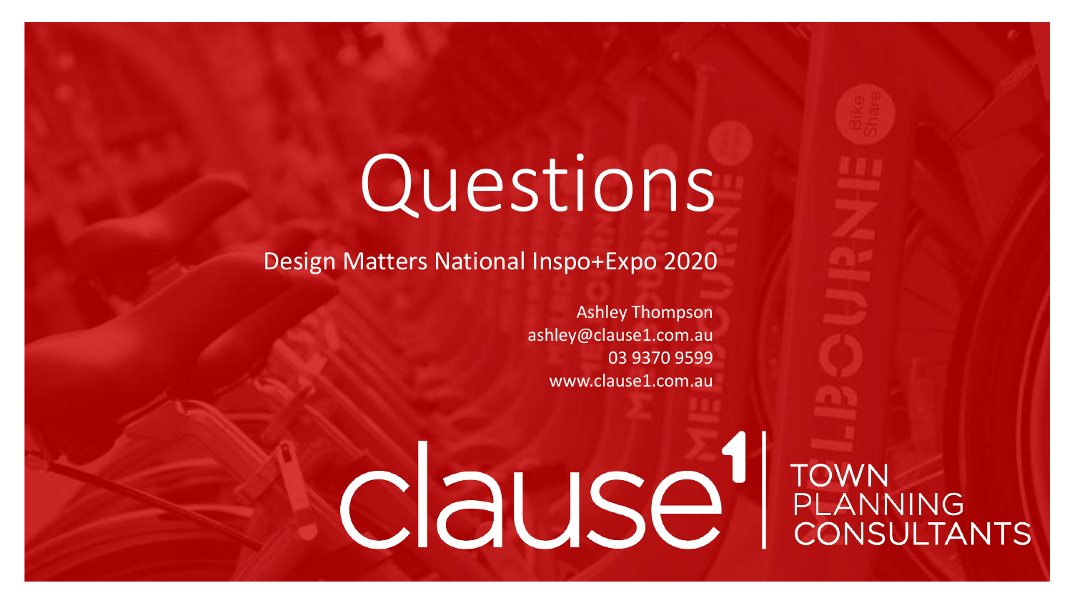# Questions

Design Matters National Inspo+Expo 2020

Ashley Thompson
ashley@clause1.com.au
03 9370 9599
www.clause1.com.au

clause1 | TOWN PLANNING CONSULTANTS